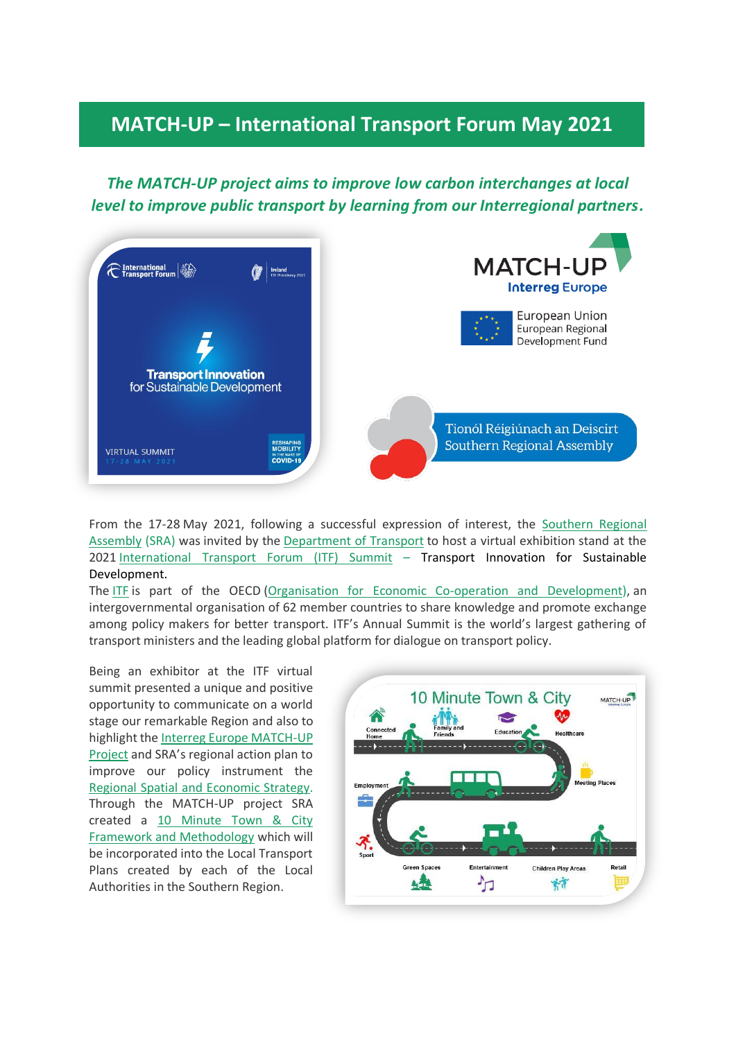# MATCH-UP – International Transport Forum May 2021

***The MATCH-UP project aims to improve low carbon interchanges at local level to improve public transport by learning from our Interregional partners.***

From the 17-28 May 2021, following a successful expression of interest, the Southern Regional Assembly (SRA) was invited by the Department of Transport to host a virtual exhibition stand at the 2021 International Transport Forum (ITF) Summit – Transport Innovation for Sustainable Development.

The ITF is part of the OECD (Organisation for Economic Co-operation and Development), an intergovernmental organisation of 62 member countries to share knowledge and promote exchange among policy makers for better transport. ITF's Annual Summit is the world's largest gathering of transport ministers and the leading global platform for dialogue on transport policy.

Being an exhibitor at the ITF virtual summit presented a unique and positive opportunity to communicate on a world stage our remarkable Region and also to highlight the Interreg Europe MATCH-UP Project and SRA's regional action plan to improve our policy instrument the Regional Spatial and Economic Strategy. Through the MATCH-UP project SRA created a 10 Minute Town & City Framework and Methodology which will be incorporated into the Local Transport Plans created by each of the Local Authorities in the Southern Region.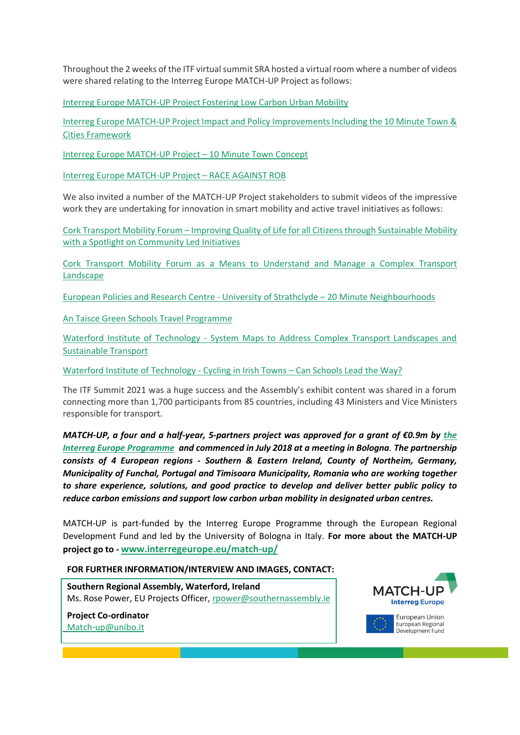Throughout the 2 weeks of the ITF virtual summit SRA hosted a virtual room where a number of videos were shared relating to the Interreg Europe MATCH-UP Project as follows:

Interreg Europe MATCH-UP Project Fostering Low Carbon Urban Mobility

Interreg Europe MATCH-UP Project Impact and Policy Improvements Including the 10 Minute Town & Cities Framework

Interreg Europe MATCH-UP Project – 10 Minute Town Concept

Interreg Europe MATCH-UP Project – RACE AGAINST ROB

We also invited a number of the MATCH-UP Project stakeholders to submit videos of the impressive work they are undertaking for innovation in smart mobility and active travel initiatives as follows:

Cork Transport Mobility Forum – Improving Quality of Life for all Citizens through Sustainable Mobility with a Spotlight on Community Led Initiatives

Cork Transport Mobility Forum as a Means to Understand and Manage a Complex Transport Landscape

European Policies and Research Centre - University of Strathclyde – 20 Minute Neighbourhoods

An Taisce Green Schools Travel Programme

Waterford Institute of Technology - System Maps to Address Complex Transport Landscapes and Sustainable Transport

Waterford Institute of Technology - Cycling in Irish Towns – Can Schools Lead the Way?

The ITF Summit 2021 was a huge success and the Assembly's exhibit content was shared in a forum connecting more than 1,700 participants from 85 countries, including 43 Ministers and Vice Ministers responsible for transport.

***MATCH-UP, a four and a half-year, 5-partners project was approved for a grant of €0.9m by the Interreg Europe Programme and commenced in July 2018 at a meeting in Bologna. The partnership consists of 4 European regions - Southern & Eastern Ireland, County of Northeim, Germany, Municipality of Funchal, Portugal and Timisoara Municipality, Romania who are working together to share experience, solutions, and good practice to develop and deliver better public policy to reduce carbon emissions and support low carbon urban mobility in designated urban centres.***

MATCH-UP is part-funded by the Interreg Europe Programme through the European Regional Development Fund and led by the University of Bologna in Italy. **For more about the MATCH-UP project go to - www.interregeurope.eu/match-up/**

**FOR FURTHER INFORMATION/INTERVIEW AND IMAGES, CONTACT:**

**Southern Regional Assembly, Waterford, Ireland**
Ms. Rose Power, EU Projects Officer, rpower@southernassembly.ie

**Project Co-ordinator**
Match-up@unibo.it

MATCH-UP
Interreg Europe

European Union
European Regional
Development Fund